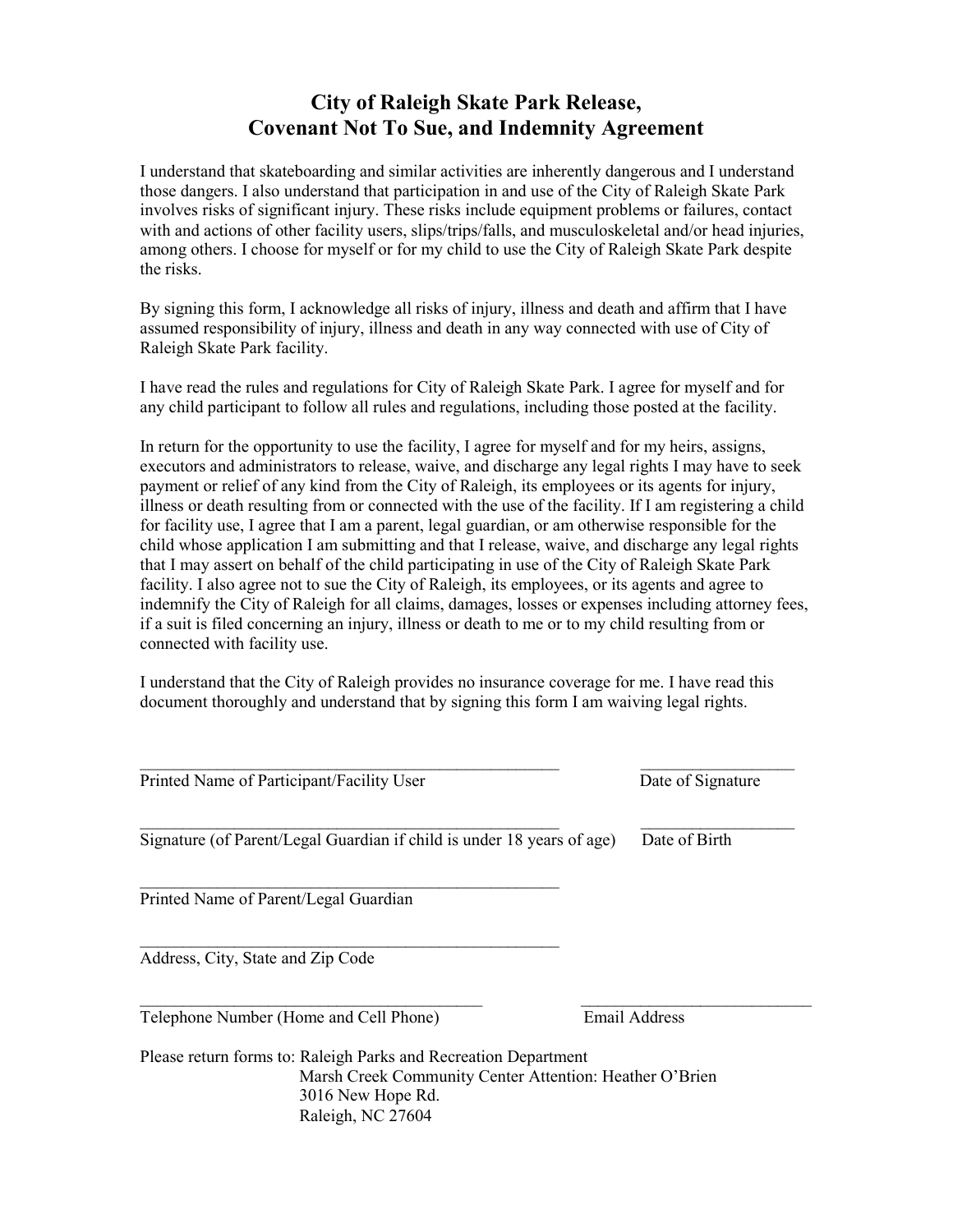# City of Raleigh Skate Park Release, Covenant Not To Sue, and Indemnity Agreement

I understand that skateboarding and similar activities are inherently dangerous and I understand those dangers. I also understand that participation in and use of the City of Raleigh Skate Park involves risks of significant injury. These risks include equipment problems or failures, contact with and actions of other facility users, slips/trips/falls, and musculoskeletal and/or head injuries, among others. I choose for myself or for my child to use the City of Raleigh Skate Park despite the risks.

By signing this form, I acknowledge all risks of injury, illness and death and affirm that I have assumed responsibility of injury, illness and death in any way connected with use of City of Raleigh Skate Park facility.

I have read the rules and regulations for City of Raleigh Skate Park. I agree for myself and for any child participant to follow all rules and regulations, including those posted at the facility.

In return for the opportunity to use the facility, I agree for myself and for my heirs, assigns, executors and administrators to release, waive, and discharge any legal rights I may have to seek payment or relief of any kind from the City of Raleigh, its employees or its agents for injury, illness or death resulting from or connected with the use of the facility. If I am registering a child for facility use, I agree that I am a parent, legal guardian, or am otherwise responsible for the child whose application I am submitting and that I release, waive, and discharge any legal rights that I may assert on behalf of the child participating in use of the City of Raleigh Skate Park facility. I also agree not to sue the City of Raleigh, its employees, or its agents and agree to indemnify the City of Raleigh for all claims, damages, losses or expenses including attorney fees, if a suit is filed concerning an injury, illness or death to me or to my child resulting from or connected with facility use.

I understand that the City of Raleigh provides no insurance coverage for me. I have read this document thoroughly and understand that by signing this form I am waiving legal rights.

_________________________________________________ ________________
Printed Name of Participant/Facility User Date of Signature

_________________________________________________ ________________
Signature (of Parent/Legal Guardian if child is under 18 years of age) Date of Birth

_________________________________________________
Printed Name of Parent/Legal Guardian

_________________________________________________
Address, City, State and Zip Code

_________________________________________ ___________________________
Telephone Number (Home and Cell Phone) Email Address

Please return forms to: Raleigh Parks and Recreation Department
Marsh Creek Community Center Attention: Heather O'Brien
3016 New Hope Rd.
Raleigh, NC 27604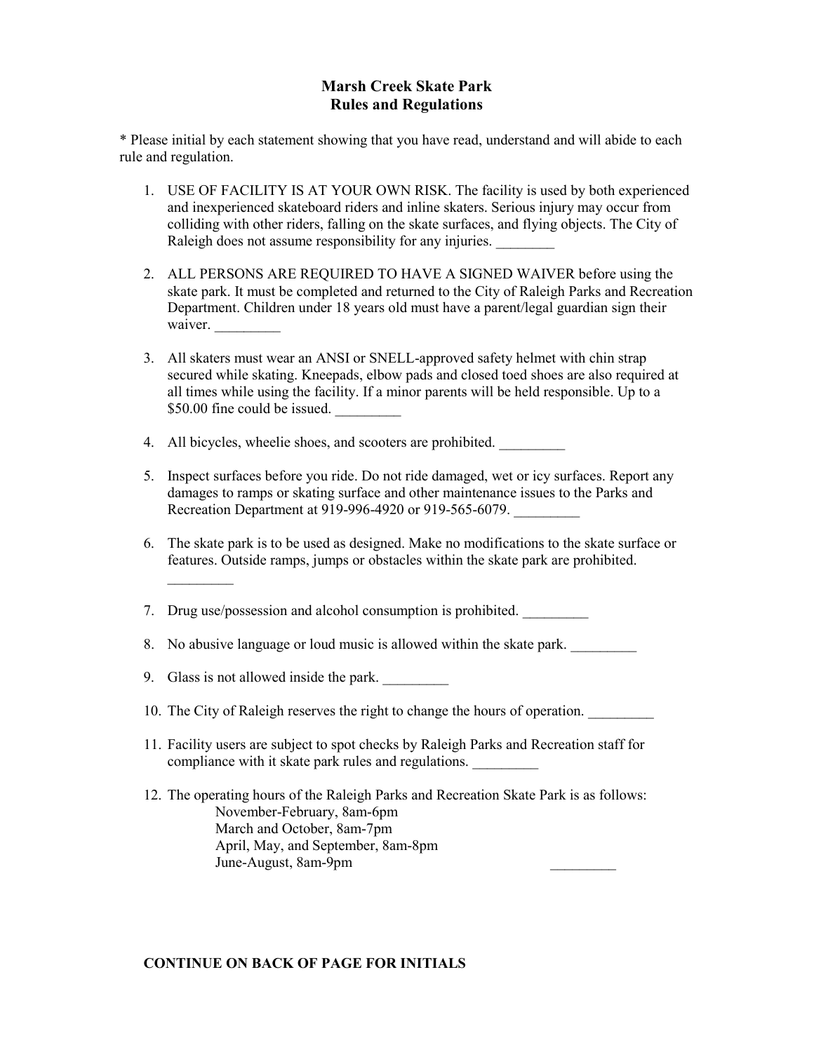# Marsh Creek Skate Park
## Rules and Regulations

* Please initial by each statement showing that you have read, understand and will abide to each rule and regulation.

1. USE OF FACILITY IS AT YOUR OWN RISK. The facility is used by both experienced and inexperienced skateboard riders and inline skaters. Serious injury may occur from colliding with other riders, falling on the skate surfaces, and flying objects. The City of Raleigh does not assume responsibility for any injuries. ________

2. ALL PERSONS ARE REQUIRED TO HAVE A SIGNED WAIVER before using the skate park. It must be completed and returned to the City of Raleigh Parks and Recreation Department. Children under 18 years old must have a parent/legal guardian sign their waiver. _________

3. All skaters must wear an ANSI or SNELL-approved safety helmet with chin strap secured while skating. Kneepads, elbow pads and closed toed shoes are also required at all times while using the facility. If a minor parents will be held responsible. Up to a $50.00 fine could be issued. _________

4. All bicycles, wheelie shoes, and scooters are prohibited. _________

5. Inspect surfaces before you ride. Do not ride damaged, wet or icy surfaces. Report any damages to ramps or skating surface and other maintenance issues to the Parks and Recreation Department at 919-996-4920 or 919-565-6079. _________

6. The skate park is to be used as designed. Make no modifications to the skate surface or features. Outside ramps, jumps or obstacles within the skate park are prohibited. _________

7. Drug use/possession and alcohol consumption is prohibited. _________

8. No abusive language or loud music is allowed within the skate park. _________

9. Glass is not allowed inside the park. _________

10. The City of Raleigh reserves the right to change the hours of operation. _________

11. Facility users are subject to spot checks by Raleigh Parks and Recreation staff for compliance with it skate park rules and regulations. _________

12. The operating hours of the Raleigh Parks and Recreation Skate Park is as follows:
    - November-February, 8am-6pm
    - March and October, 8am-7pm
    - April, May, and September, 8am-8pm
    - June-August, 8am-9pm _________

**CONTINUE ON BACK OF PAGE FOR INITIALS**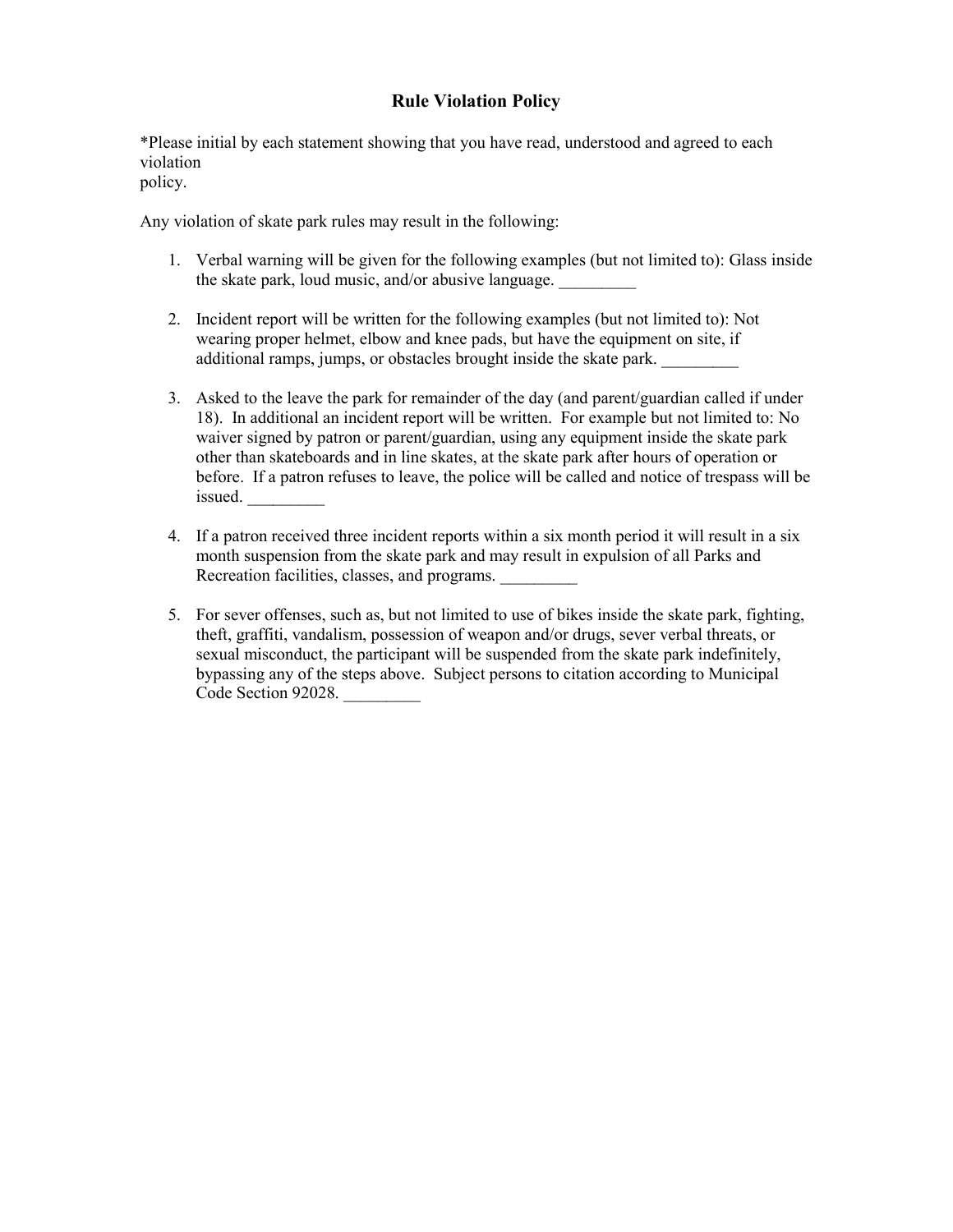# Rule Violation Policy

*Please initial by each statement showing that you have read, understood and agreed to each violation policy.

Any violation of skate park rules may result in the following:

1. Verbal warning will be given for the following examples (but not limited to): Glass inside the skate park, loud music, and/or abusive language. _________

2. Incident report will be written for the following examples (but not limited to): Not wearing proper helmet, elbow and knee pads, but have the equipment on site, if additional ramps, jumps, or obstacles brought inside the skate park. _________

3. Asked to the leave the park for remainder of the day (and parent/guardian called if under 18). In additional an incident report will be written. For example but not limited to: No waiver signed by patron or parent/guardian, using any equipment inside the skate park other than skateboards and in line skates, at the skate park after hours of operation or before. If a patron refuses to leave, the police will be called and notice of trespass will be issued. _________

4. If a patron received three incident reports within a six month period it will result in a six month suspension from the skate park and may result in expulsion of all Parks and Recreation facilities, classes, and programs. _________

5. For sever offenses, such as, but not limited to use of bikes inside the skate park, fighting, theft, graffiti, vandalism, possession of weapon and/or drugs, sever verbal threats, or sexual misconduct, the participant will be suspended from the skate park indefinitely, bypassing any of the steps above. Subject persons to citation according to Municipal Code Section 92028. _________